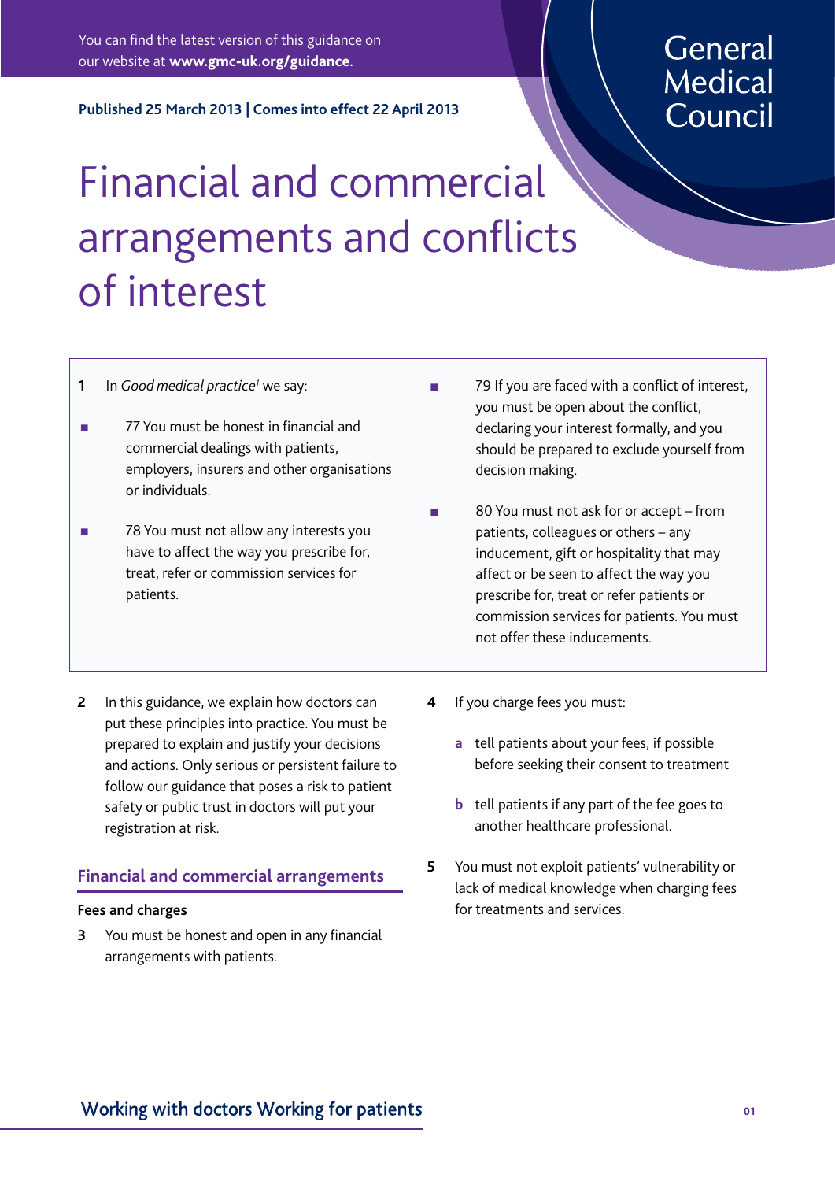You can find the latest version of this guidance on our website at **www.gmc-uk.org/guidance.**

General Medical Council

**Published 25 March 2013 | Comes into effect 22 April 2013**

# Financial and commercial arrangements and conflicts of interest

**1** In *Good medical practice*[1] we say:

- 77 You must be honest in financial and commercial dealings with patients, employers, insurers and other organisations or individuals.
- 78 You must not allow any interests you have to affect the way you prescribe for, treat, refer or commission services for patients.
- 79 If you are faced with a conflict of interest, you must be open about the conflict, declaring your interest formally, and you should be prepared to exclude yourself from decision making.
- 80 You must not ask for or accept – from patients, colleagues or others – any inducement, gift or hospitality that may affect or be seen to affect the way you prescribe for, treat or refer patients or commission services for patients. You must not offer these inducements.

**2** In this guidance, we explain how doctors can put these principles into practice. You must be prepared to explain and justify your decisions and actions. Only serious or persistent failure to follow our guidance that poses a risk to patient safety or public trust in doctors will put your registration at risk.

## Financial and commercial arrangements

### Fees and charges

**3** You must be honest and open in any financial arrangements with patients.

**4** If you charge fees you must:

  **a** tell patients about your fees, if possible before seeking their consent to treatment

  **b** tell patients if any part of the fee goes to another healthcare professional.

**5** You must not exploit patients' vulnerability or lack of medical knowledge when charging fees for treatments and services.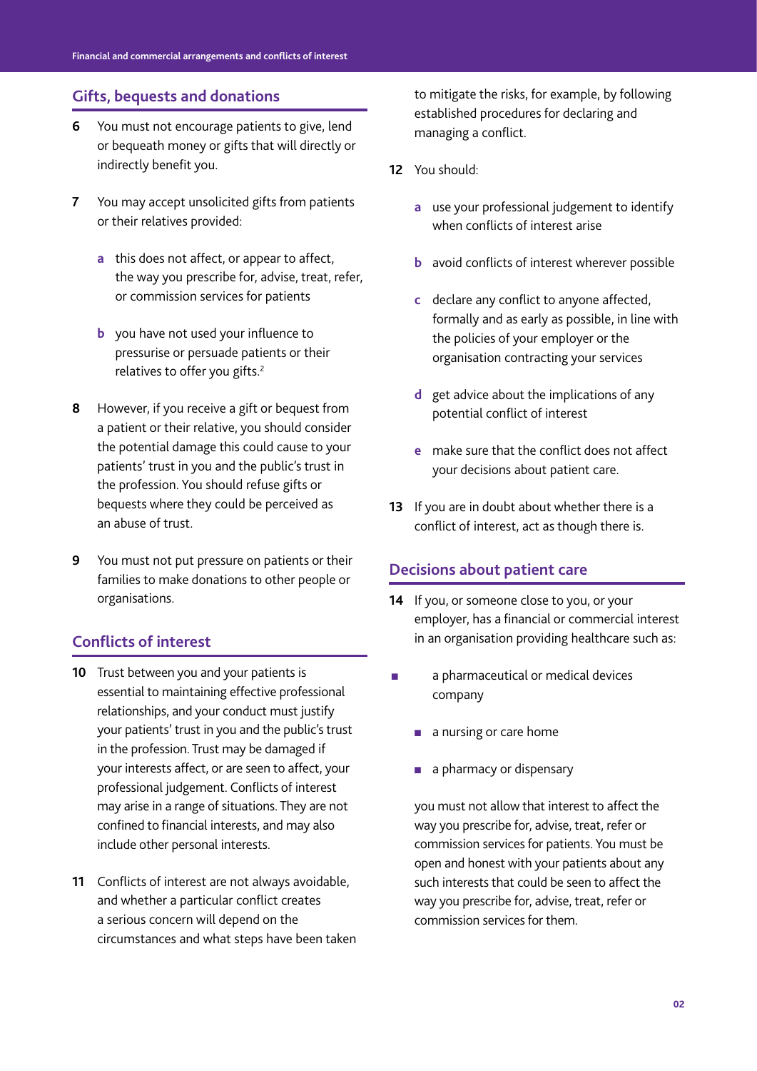## Gifts, bequests and donations

**6** You must not encourage patients to give, lend or bequeath money or gifts that will directly or indirectly benefit you.

**7** You may accept unsolicited gifts from patients or their relatives provided:

- **a** this does not affect, or appear to affect, the way you prescribe for, advise, treat, refer, or commission services for patients
- **b** you have not used your influence to pressurise or persuade patients or their relatives to offer you gifts.[2]

**8** However, if you receive a gift or bequest from a patient or their relative, you should consider the potential damage this could cause to your patients' trust in you and the public's trust in the profession. You should refuse gifts or bequests where they could be perceived as an abuse of trust.

**9** You must not put pressure on patients or their families to make donations to other people or organisations.

## Conflicts of interest

**10** Trust between you and your patients is essential to maintaining effective professional relationships, and your conduct must justify your patients' trust in you and the public's trust in the profession. Trust may be damaged if your interests affect, or are seen to affect, your professional judgement. Conflicts of interest may arise in a range of situations. They are not confined to financial interests, and may also include other personal interests.

**11** Conflicts of interest are not always avoidable, and whether a particular conflict creates a serious concern will depend on the circumstances and what steps have been taken to mitigate the risks, for example, by following established procedures for declaring and managing a conflict.

**12** You should:

- **a** use your professional judgement to identify when conflicts of interest arise
- **b** avoid conflicts of interest wherever possible
- **c** declare any conflict to anyone affected, formally and as early as possible, in line with the policies of your employer or the organisation contracting your services
- **d** get advice about the implications of any potential conflict of interest
- **e** make sure that the conflict does not affect your decisions about patient care.

**13** If you are in doubt about whether there is a conflict of interest, act as though there is.

## Decisions about patient care

**14** If you, or someone close to you, or your employer, has a financial or commercial interest in an organisation providing healthcare such as:

- a pharmaceutical or medical devices company
- a nursing or care home
- a pharmacy or dispensary

you must not allow that interest to affect the way you prescribe for, advise, treat, refer or commission services for patients. You must be open and honest with your patients about any such interests that could be seen to affect the way you prescribe for, advise, treat, refer or commission services for them.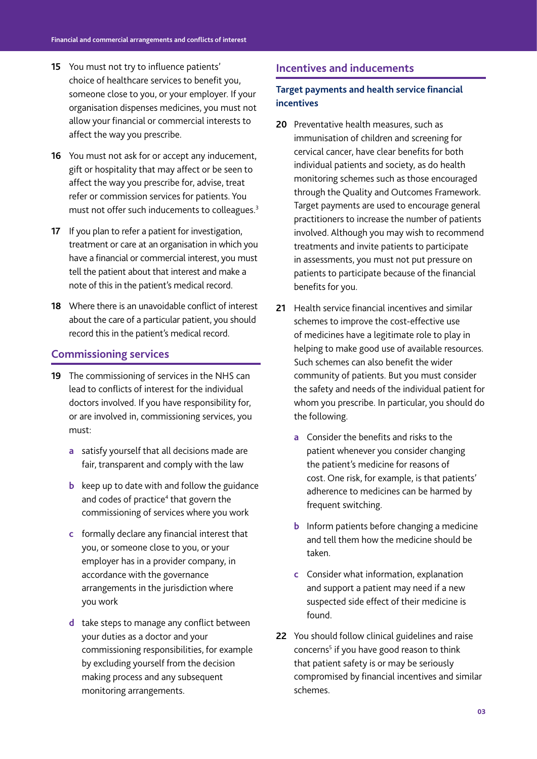15 You must not try to influence patients' choice of healthcare services to benefit you, someone close to you, or your employer. If your organisation dispenses medicines, you must not allow your financial or commercial interests to affect the way you prescribe.

16 You must not ask for or accept any inducement, gift or hospitality that may affect or be seen to affect the way you prescribe for, advise, treat refer or commission services for patients. You must not offer such inducements to colleagues.[3]

17 If you plan to refer a patient for investigation, treatment or care at an organisation in which you have a financial or commercial interest, you must tell the patient about that interest and make a note of this in the patient's medical record.

18 Where there is an unavoidable conflict of interest about the care of a particular patient, you should record this in the patient's medical record.

## Commissioning services

19 The commissioning of services in the NHS can lead to conflicts of interest for the individual doctors involved. If you have responsibility for, or are involved in, commissioning services, you must:

- **a** satisfy yourself that all decisions made are fair, transparent and comply with the law
- **b** keep up to date with and follow the guidance and codes of practice[4] that govern the commissioning of services where you work
- **c** formally declare any financial interest that you, or someone close to you, or your employer has in a provider company, in accordance with the governance arrangements in the jurisdiction where you work
- **d** take steps to manage any conflict between your duties as a doctor and your commissioning responsibilities, for example by excluding yourself from the decision making process and any subsequent monitoring arrangements.

## Incentives and inducements

### Target payments and health service financial incentives

20 Preventative health measures, such as immunisation of children and screening for cervical cancer, have clear benefits for both individual patients and society, as do health monitoring schemes such as those encouraged through the Quality and Outcomes Framework. Target payments are used to encourage general practitioners to increase the number of patients involved. Although you may wish to recommend treatments and invite patients to participate in assessments, you must not put pressure on patients to participate because of the financial benefits for you.

21 Health service financial incentives and similar schemes to improve the cost-effective use of medicines have a legitimate role to play in helping to make good use of available resources. Such schemes can also benefit the wider community of patients. But you must consider the safety and needs of the individual patient for whom you prescribe. In particular, you should do the following.

- **a** Consider the benefits and risks to the patient whenever you consider changing the patient's medicine for reasons of cost. One risk, for example, is that patients' adherence to medicines can be harmed by frequent switching.
- **b** Inform patients before changing a medicine and tell them how the medicine should be taken.
- **c** Consider what information, explanation and support a patient may need if a new suspected side effect of their medicine is found.

22 You should follow clinical guidelines and raise concerns[5] if you have good reason to think that patient safety is or may be seriously compromised by financial incentives and similar schemes.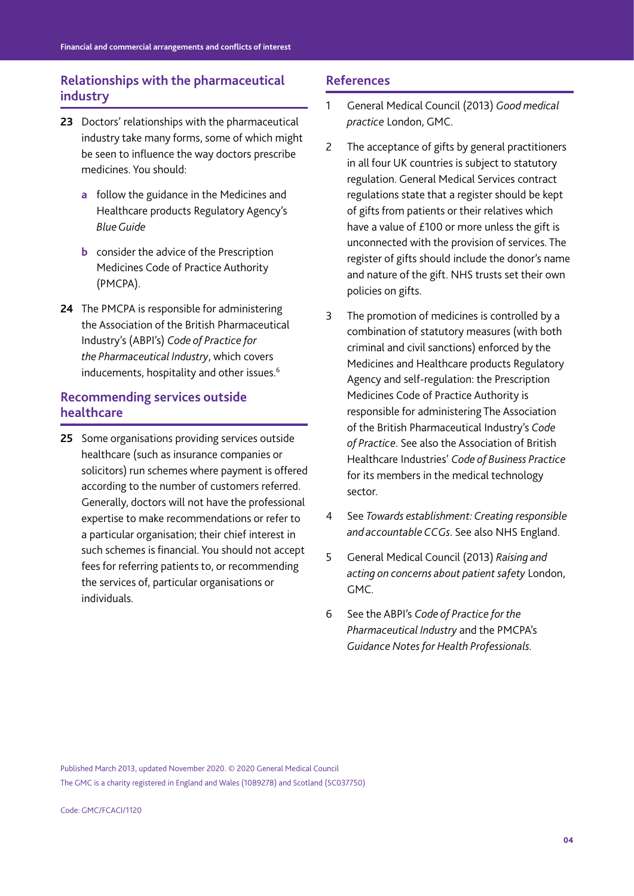## Relationships with the pharmaceutical industry

**23** Doctors' relationships with the pharmaceutical industry take many forms, some of which might be seen to influence the way doctors prescribe medicines. You should:

- **a** follow the guidance in the Medicines and Healthcare products Regulatory Agency's *Blue Guide*
- **b** consider the advice of the Prescription Medicines Code of Practice Authority (PMCPA).

**24** The PMCPA is responsible for administering the Association of the British Pharmaceutical Industry's (ABPI's) *Code of Practice for the Pharmaceutical Industry*, which covers inducements, hospitality and other issues.[6]

## Recommending services outside healthcare

**25** Some organisations providing services outside healthcare (such as insurance companies or solicitors) run schemes where payment is offered according to the number of customers referred. Generally, doctors will not have the professional expertise to make recommendations or refer to a particular organisation; their chief interest in such schemes is financial. You should not accept fees for referring patients to, or recommending the services of, particular organisations or individuals.

## References

1. General Medical Council (2013) *Good medical practice* London, GMC.
2. The acceptance of gifts by general practitioners in all four UK countries is subject to statutory regulation. General Medical Services contract regulations state that a register should be kept of gifts from patients or their relatives which have a value of £100 or more unless the gift is unconnected with the provision of services. The register of gifts should include the donor's name and nature of the gift. NHS trusts set their own policies on gifts.
3. The promotion of medicines is controlled by a combination of statutory measures (with both criminal and civil sanctions) enforced by the Medicines and Healthcare products Regulatory Agency and self-regulation: the Prescription Medicines Code of Practice Authority is responsible for administering The Association of the British Pharmaceutical Industry's *Code of Practice*. See also the Association of British Healthcare Industries' *Code of Business Practice* for its members in the medical technology sector.
4. See *Towards establishment: Creating responsible and accountable CCGs*. See also NHS England.
5. General Medical Council (2013) *Raising and acting on concerns about patient safety* London, GMC.
6. See the ABPI's *Code of Practice for the Pharmaceutical Industry* and the PMCPA's *Guidance Notes for Health Professionals*.

Published March 2013, updated November 2020. © 2020 General Medical Council
The GMC is a charity registered in England and Wales (1089278) and Scotland (SC037750)

Code: GMC/FCACI/1120